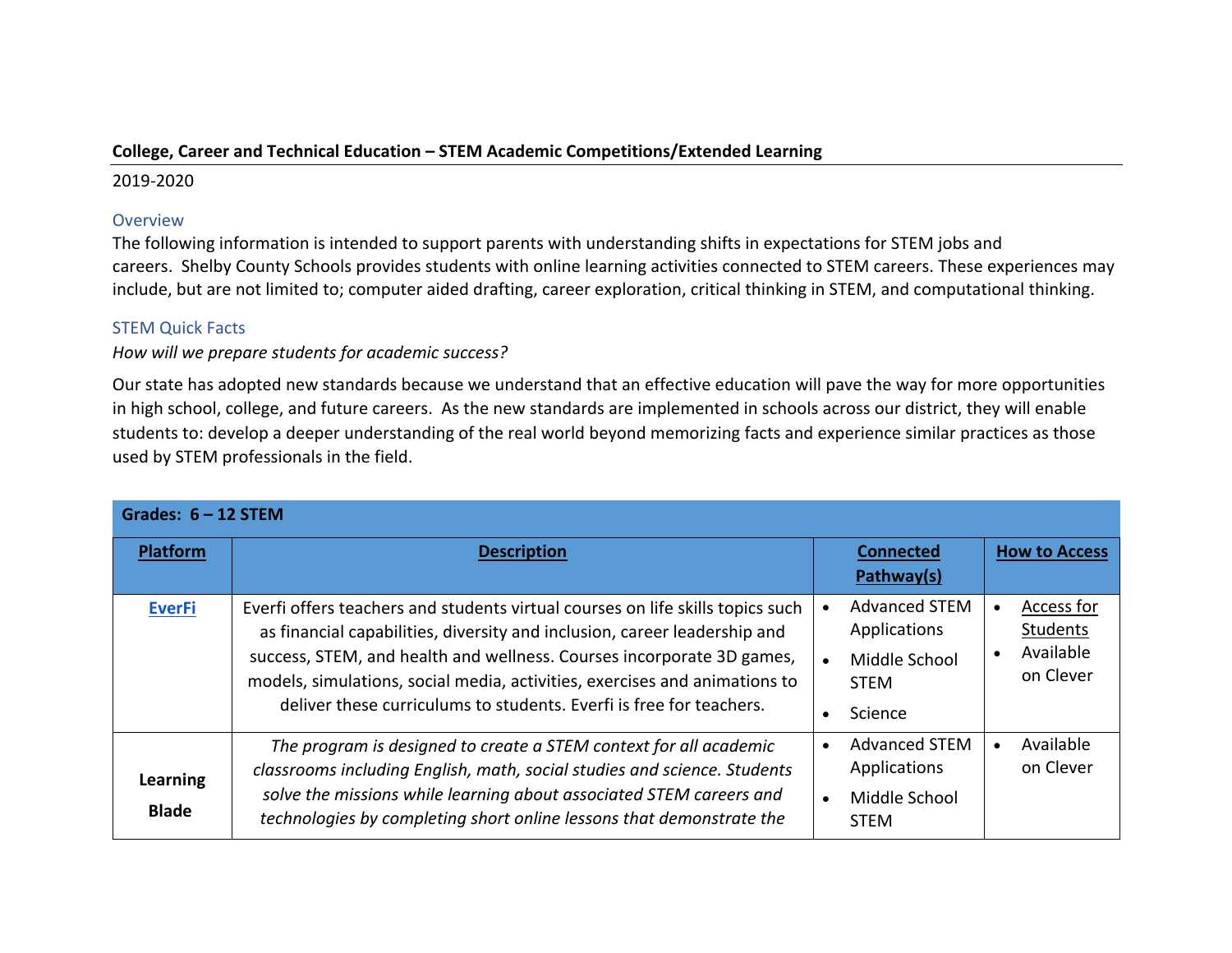**College, Career and Technical Education – STEM Academic Competitions/Extended Learning**

2019-2020

## Overview

The following information is intended to support parents with understanding shifts in expectations for STEM jobs and careers. Shelby County Schools provides students with online learning activities connected to STEM careers. These experiences may include, but are not limited to; computer aided drafting, career exploration, critical thinking in STEM, and computational thinking.

## STEM Quick Facts

*How will we prepare students for academic success?*

Our state has adopted new standards because we understand that an effective education will pave the way for more opportunities in high school, college, and future careers. As the new standards are implemented in schools across our district, they will enable students to: develop a deeper understanding of the real world beyond memorizing facts and experience similar practices as those used by STEM professionals in the field.

| **Grades: 6 – 12 STEM** | | | |
|---|---|---|---|
| **Platform** | **Description** | **Connected Pathway(s)** | **How to Access** |
| **EverFi** | Everfi offers teachers and students virtual courses on life skills topics such as financial capabilities, diversity and inclusion, career leadership and success, STEM, and health and wellness. Courses incorporate 3D games, models, simulations, social media, activities, exercises and animations to deliver these curriculums to students. Everfi is free for teachers. | • Advanced STEM Applications<br>• Middle School STEM<br>• Science | • Access for Students<br>• Available on Clever |
| **Learning Blade** | *The program is designed to create a STEM context for all academic classrooms including English, math, social studies and science. Students solve the missions while learning about associated STEM careers and technologies by completing short online lessons that demonstrate the* | • Advanced STEM Applications<br>• Middle School STEM | • Available on Clever |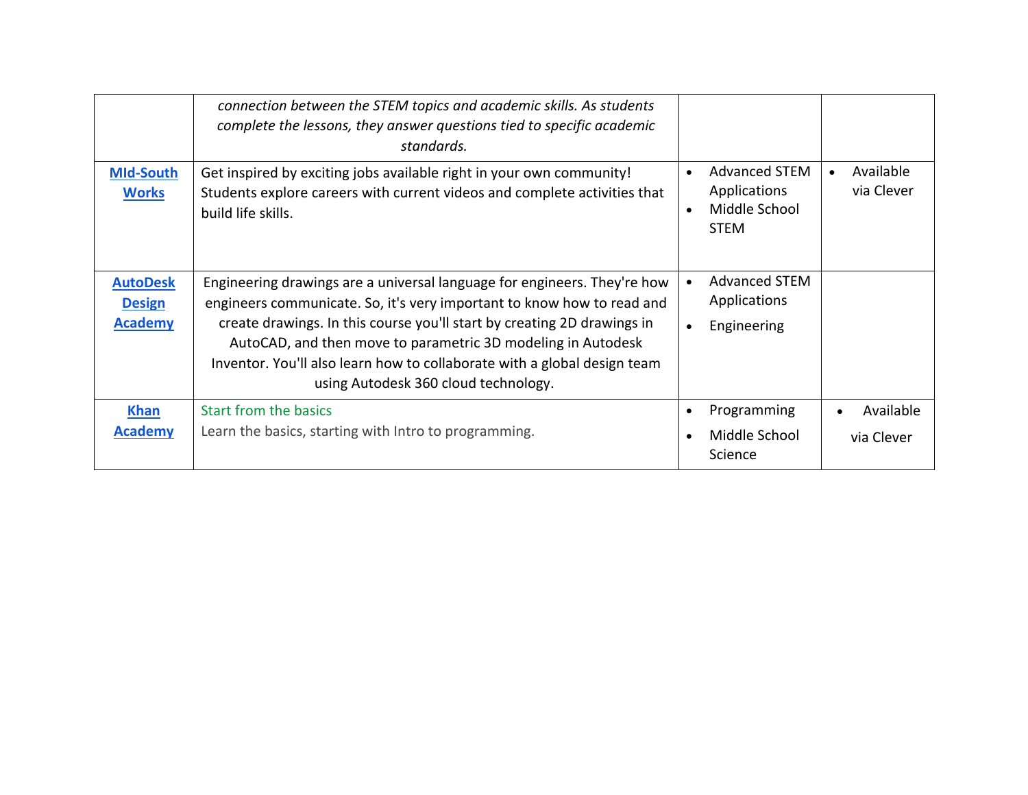| | | | |
|---|---|---|---|
| | *connection between the STEM topics and academic skills. As students complete the lessons, they answer questions tied to specific academic standards.* | | |
| **MId-South Works** | Get inspired by exciting jobs available right in your own community! Students explore careers with current videos and complete activities that build life skills. | • Advanced STEM Applications<br>• Middle School STEM | • Available via Clever |
| **AutoDesk Design Academy** | Engineering drawings are a universal language for engineers. They're how engineers communicate. So, it's very important to know how to read and create drawings. In this course you'll start by creating 2D drawings in AutoCAD, and then move to parametric 3D modeling in Autodesk Inventor. You'll also learn how to collaborate with a global design team using Autodesk 360 cloud technology. | • Advanced STEM Applications<br>• Engineering | |
| **Khan Academy** | Start from the basics<br>Learn the basics, starting with Intro to programming. | • Programming<br>• Middle School Science | • Available via Clever |